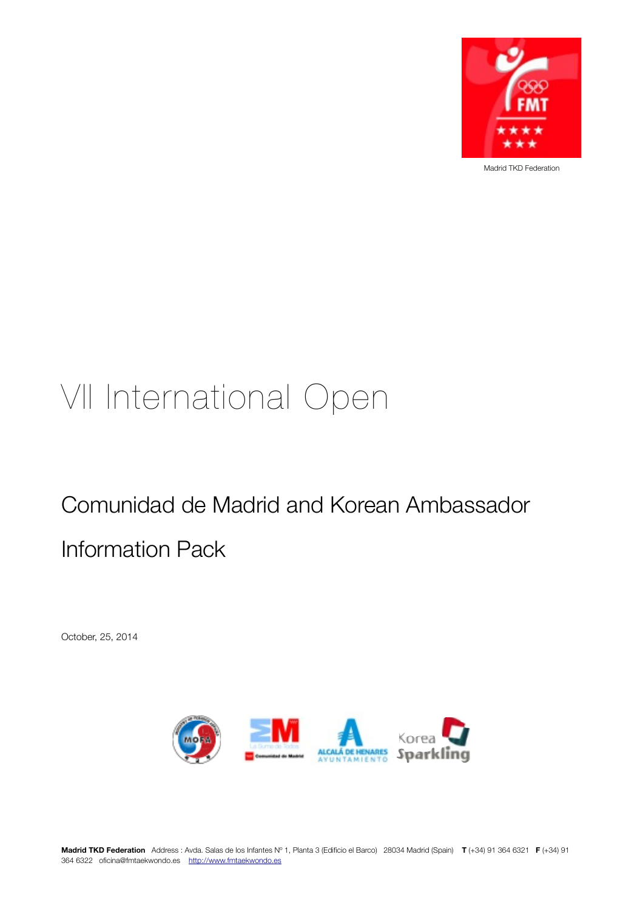Madrid TKD Federation

# VII International Open

## Comunidad de Madrid and Korean Ambassador

## Information Pack

October, 25, 2014

**Madrid TKD Federation** Address : Avda. Salas de los Infantes Nº 1, Planta 3 (Edificio el Barco) 28034 Madrid (Spain) **T** (+34) 91 364 6321 **F** (+34) 91 364 6322 oficina@fmtaekwondo.es http://www.fmtaekwondo.es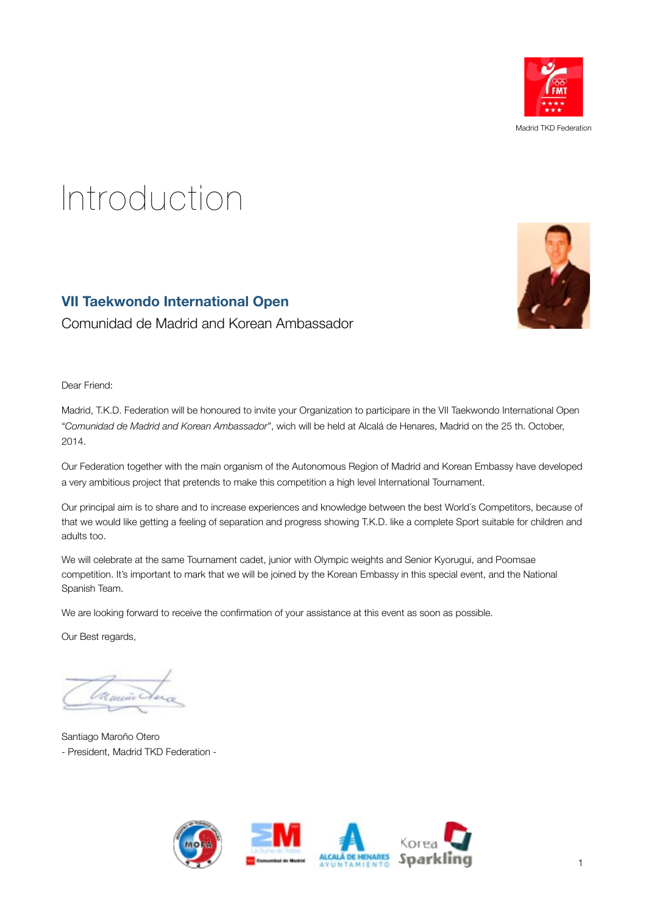Madrid TKD Federation

# Introduction

## VII Taekwondo International Open

Comunidad de Madrid and Korean Ambassador

Dear Friend:

Madrid, T.K.D. Federation will be honoured to invite your Organization to participare in the VII Taekwondo International Open "*Comunidad de Madrid and Korean Ambassador"*, wich will be held at Alcalá de Henares, Madrid on the 25 th. October, 2014.

Our Federation together with the main organism of the Autonomous Region of Madrid and Korean Embassy have developed a very ambitious project that pretends to make this competition a high level International Tournament.

Our principal aim is to share and to increase experiences and knowledge between the best World´s Competitors, because of that we would like getting a feeling of separation and progress showing T.K.D. like a complete Sport suitable for children and adults too.

We will celebrate at the same Tournament cadet, junior with Olympic weights and Senior Kyorugui, and Poomsae competition. It's important to mark that we will be joined by the Korean Embassy in this special event, and the National Spanish Team.

We are looking forward to receive the confirmation of your assistance at this event as soon as possible.

Our Best regards,

Santiago Maroño Otero
- President, Madrid TKD Federation -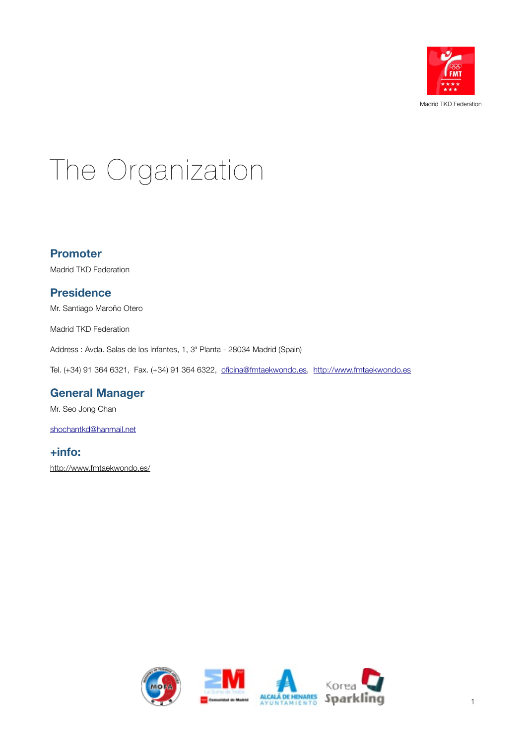Madrid TKD Federation

# The Organization

## Promoter

Madrid TKD Federation

## Presidence

Mr. Santiago Maroño Otero

Madrid TKD Federation

Address : Avda. Salas de los Infantes, 1, 3ª Planta - 28034 Madrid (Spain)

Tel. (+34) 91 364 6321, Fax. (+34) 91 364 6322, oficina@fmtaekwondo.es, http://www.fmtaekwondo.es

## General Manager

Mr. Seo Jong Chan

shochantkd@hanmail.net

## +info:

http://www.fmtaekwondo.es/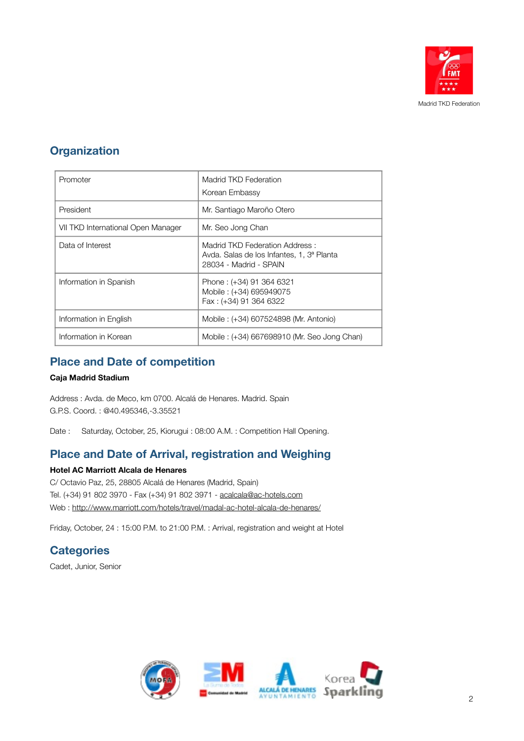Madrid TKD Federation

## Organization

| | |
|---|---|
| Promoter | Madrid TKD Federation<br>Korean Embassy |
| President | Mr. Santiago Maroño Otero |
| VII TKD International Open Manager | Mr. Seo Jong Chan |
| Data of Interest | Madrid TKD Federation Address :<br>Avda. Salas de los Infantes, 1, 3ª Planta<br>28034 - Madrid - SPAIN |
| Information in Spanish | Phone : (+34) 91 364 6321<br>Mobile : (+34) 695949075<br>Fax : (+34) 91 364 6322 |
| Information in English | Mobile : (+34) 607524898 (Mr. Antonio) |
| Information in Korean | Mobile : (+34) 667698910 (Mr. Seo Jong Chan) |

## Place and Date of competition

**Caja Madrid Stadium**

Address : Avda. de Meco, km 0700. Alcalá de Henares. Madrid. Spain
G.P.S. Coord. : @40.495346,-3.35521

Date : Saturday, October, 25, Kiorugui : 08:00 A.M. : Competition Hall Opening.

## Place and Date of Arrival, registration and Weighing

**Hotel AC Marriott Alcala de Henares**
C/ Octavio Paz, 25, 28805 Alcalá de Henares (Madrid, Spain)
Tel. (+34) 91 802 3970 - Fax (+34) 91 802 3971 - acalcala@ac-hotels.com
Web : http://www.marriott.com/hotels/travel/madal-ac-hotel-alcala-de-henares/

Friday, October, 24 : 15:00 P.M. to 21:00 P.M. : Arrival, registration and weight at Hotel

## Categories

Cadet, Junior, Senior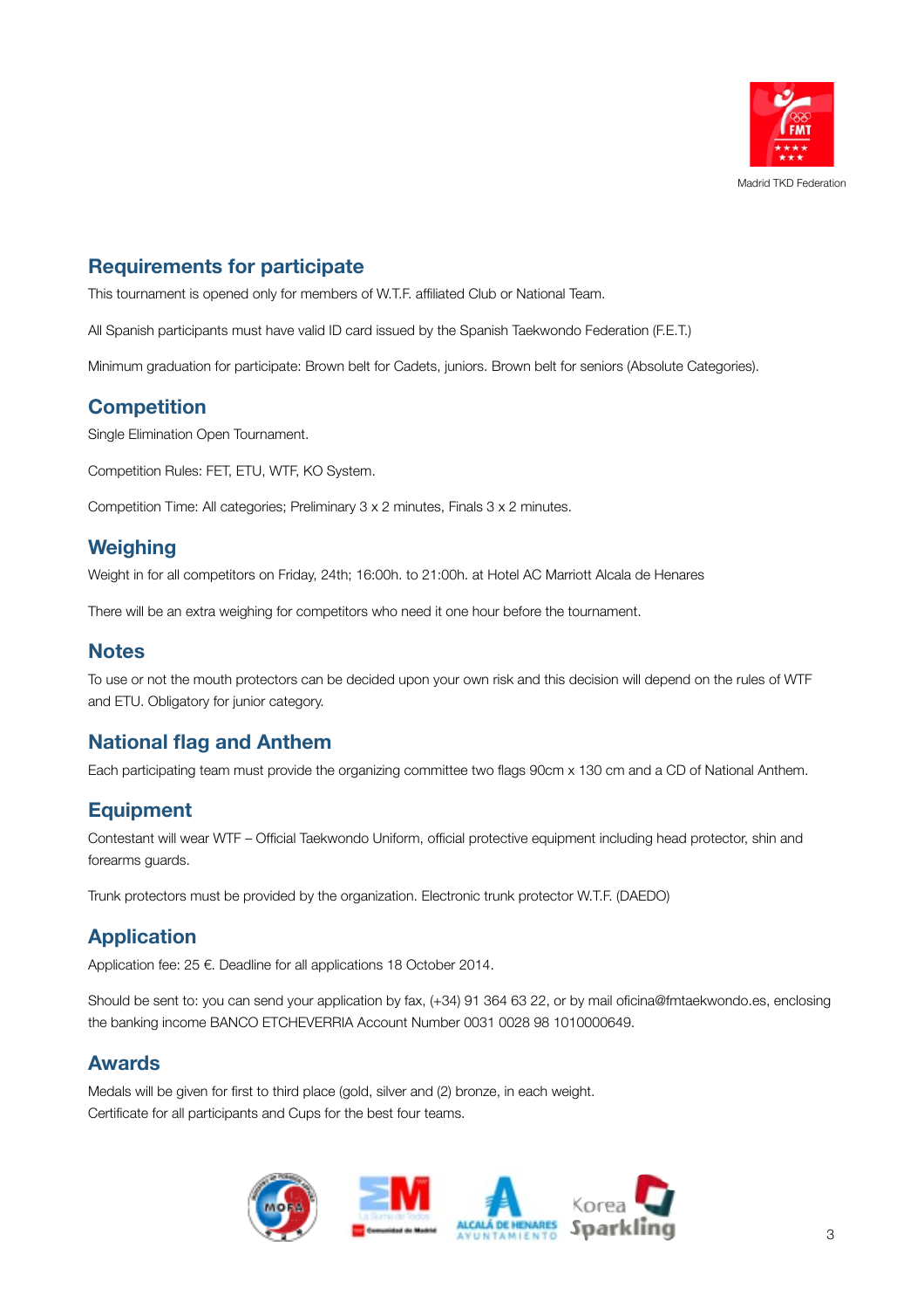Madrid TKD Federation

## Requirements for participate

This tournament is opened only for members of W.T.F. affiliated Club or National Team.

All Spanish participants must have valid ID card issued by the Spanish Taekwondo Federation (F.E.T.)

Minimum graduation for participate: Brown belt for Cadets, juniors. Brown belt for seniors (Absolute Categories).

## Competition

Single Elimination Open Tournament.

Competition Rules: FET, ETU, WTF, KO System.

Competition Time: All categories; Preliminary 3 x 2 minutes, Finals 3 x 2 minutes.

## Weighing

Weight in for all competitors on Friday, 24th; 16:00h. to 21:00h. at Hotel AC Marriott Alcala de Henares

There will be an extra weighing for competitors who need it one hour before the tournament.

## Notes

To use or not the mouth protectors can be decided upon your own risk and this decision will depend on the rules of WTF and ETU. Obligatory for junior category.

## National flag and Anthem

Each participating team must provide the organizing committee two flags 90cm x 130 cm and a CD of National Anthem.

## Equipment

Contestant will wear WTF – Official Taekwondo Uniform, official protective equipment including head protector, shin and forearms guards.

Trunk protectors must be provided by the organization. Electronic trunk protector W.T.F. (DAEDO)

## Application

Application fee: 25 €. Deadline for all applications 18 October 2014.

Should be sent to: you can send your application by fax, (+34) 91 364 63 22, or by mail oficina@fmtaekwondo.es, enclosing the banking income BANCO ETCHEVERRIA Account Number 0031 0028 98 1010000649.

## Awards

Medals will be given for first to third place (gold, silver and (2) bronze, in each weight.
Certificate for all participants and Cups for the best four teams.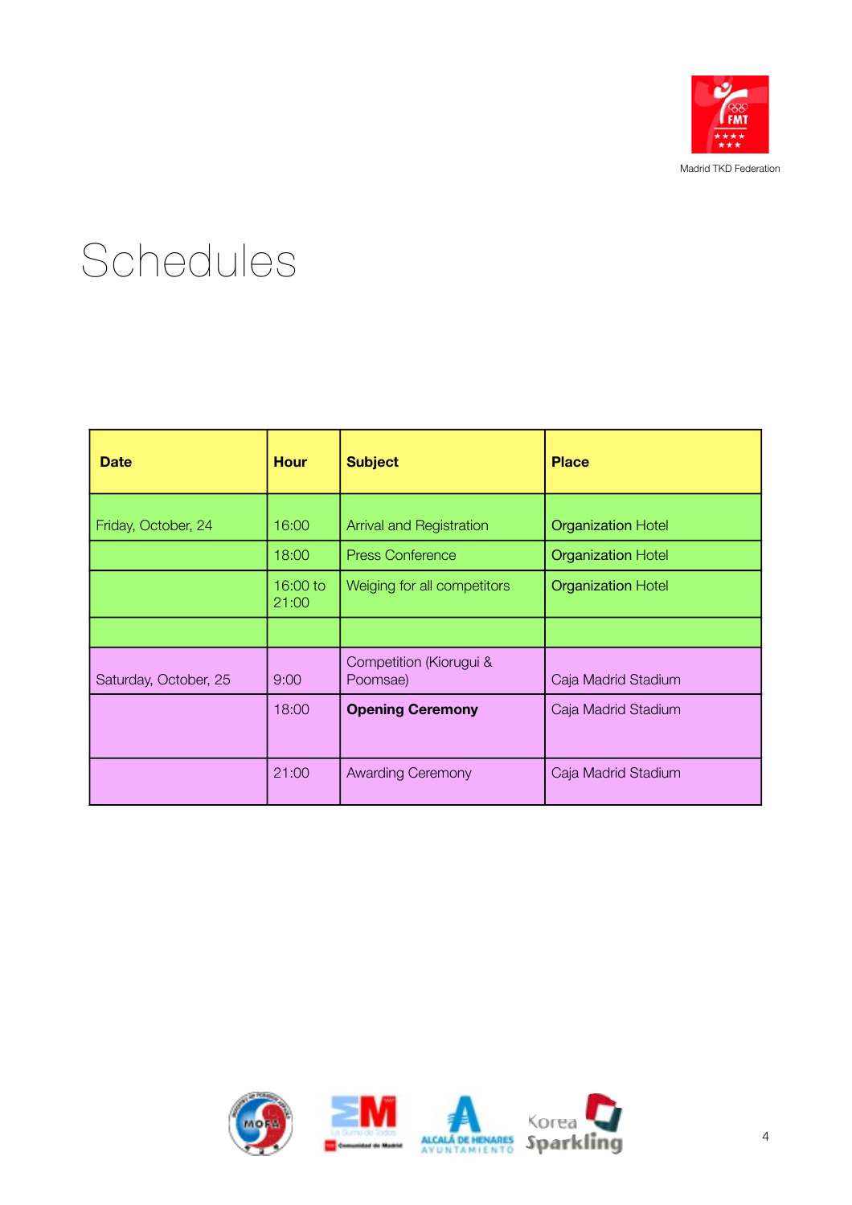# Schedules

| Date | Hour | Subject | Place |
| --- | --- | --- | --- |
| Friday, October, 24 | 16:00 | Arrival and Registration | Organization Hotel |
| | 18:00 | Press Conference | Organization Hotel |
| | 16:00 to 21:00 | Weiging for all competitors | Organization Hotel |
| | | | |
| Saturday, October, 25 | 9:00 | Competition (Kiorugui & Poomsae) | Caja Madrid Stadium |
| | 18:00 | **Opening Ceremony** | Caja Madrid Stadium |
| | 21:00 | Awarding Ceremony | Caja Madrid Stadium |